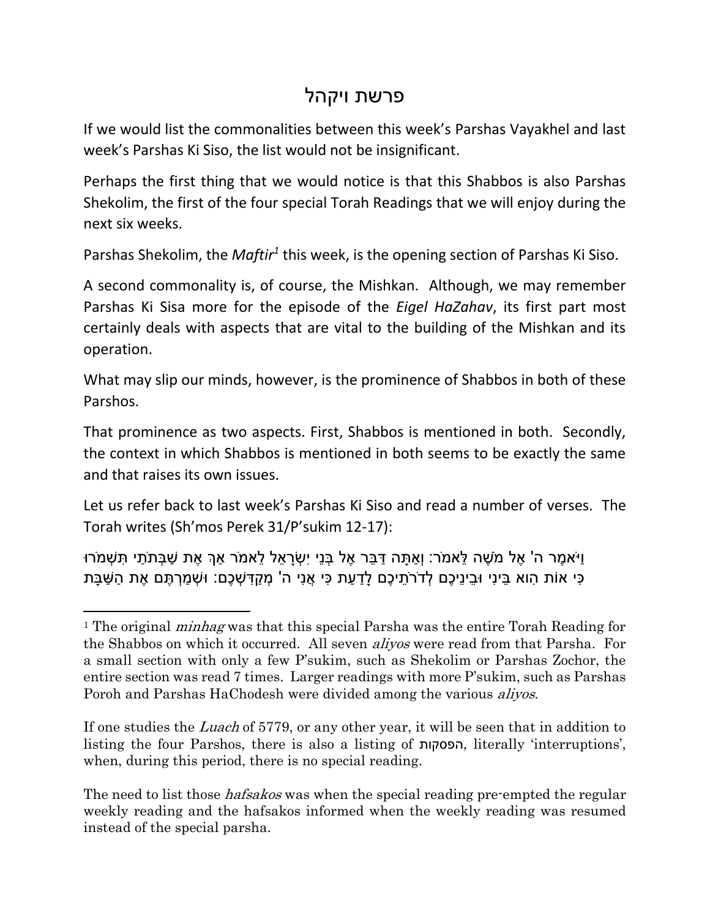# פרשת ויקהל

If we would list the commonalities between this week's Parshas Vayakhel and last week's Parshas Ki Siso, the list would not be insignificant.

Perhaps the first thing that we would notice is that this Shabbos is also Parshas Shekolim, the first of the four special Torah Readings that we will enjoy during the next six weeks.

Parshas Shekolim, the *Maftir*[1] this week, is the opening section of Parshas Ki Siso.

A second commonality is, of course, the Mishkan. Although, we may remember Parshas Ki Sisa more for the episode of the *Eigel HaZahav*, its first part most certainly deals with aspects that are vital to the building of the Mishkan and its operation.

What may slip our minds, however, is the prominence of Shabbos in both of these Parshos.

That prominence as two aspects. First, Shabbos is mentioned in both. Secondly, the context in which Shabbos is mentioned in both seems to be exactly the same and that raises its own issues.

Let us refer back to last week's Parshas Ki Siso and read a number of verses. The Torah writes (Sh'mos Perek 31/P'sukim 12-17):

וַיֹּאמֶר ה' אֶל מֹשֶׁה לֵּאמֹר: וְאַתָּה דַּבֵּר אֶל בְּנֵי יִשְׂרָאֵל לֵאמֹר אַךְ אֶת שַׁבְּתֹתַי תִּשְׁמֹרוּ כִּי אוֹת הִוא בֵּינִי וּבֵינֵיכֶם לְדֹרֹתֵיכֶם לָדַעַת כִּי אֲנִי ה' מְקַדִּשְׁכֶם: וּשְׁמַרְתֶּם אֶת הַשַּׁבָּת

---

[1] The original *minhag* was that this special Parsha was the entire Torah Reading for the Shabbos on which it occurred. All seven *aliyos* were read from that Parsha. For a small section with only a few P'sukim, such as Shekolim or Parshas Zochor, the entire section was read 7 times. Larger readings with more P'sukim, such as Parshas Poroh and Parshas HaChodesh were divided among the various *aliyos*.

If one studies the *Luach* of 5779, or any other year, it will be seen that in addition to listing the four Parshos, there is also a listing of הפסקות, literally 'interruptions', when, during this period, there is no special reading.

The need to list those *hafsakos* was when the special reading pre-empted the regular weekly reading and the hafsakos informed when the weekly reading was resumed instead of the special parsha.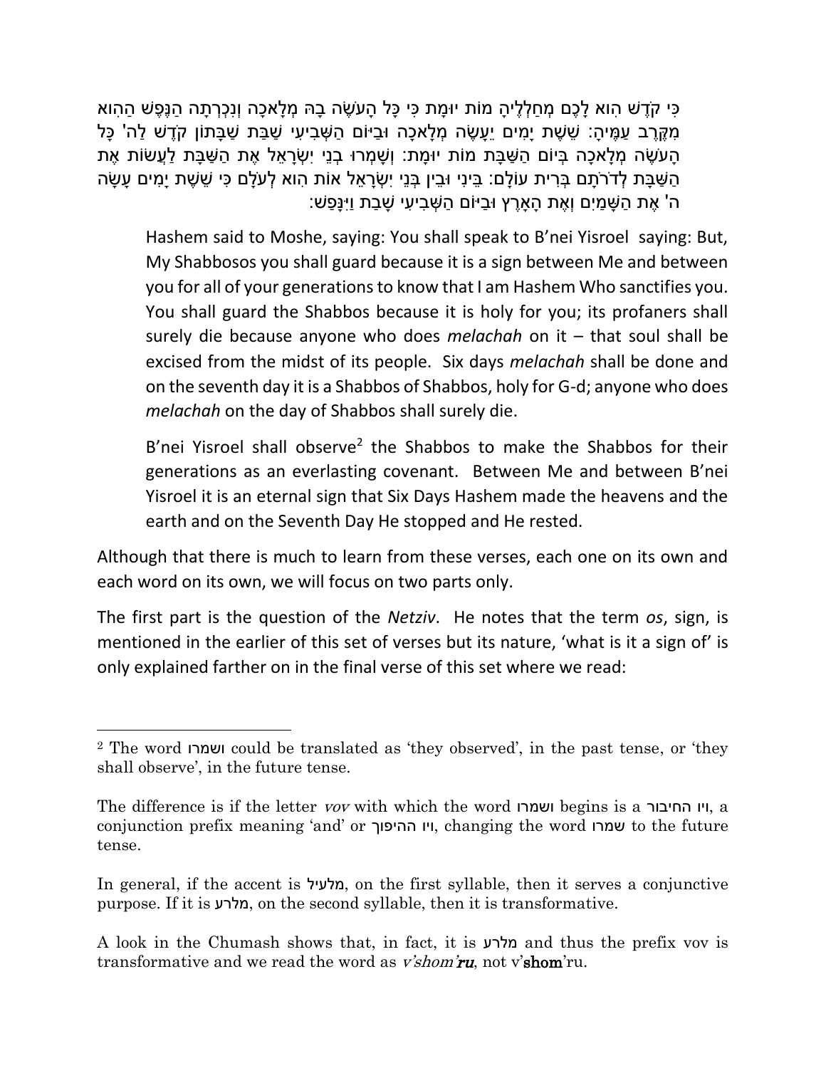כִּי קֹדֶשׁ הִוא לָכֶם מְחַלְלֶיהָ מוֹת יוּמָת כִּי כָּל הָעֹשֶׂה בָהּ מְלָאכָה וְנִכְרְתָה הַנֶּפֶשׁ הַהִוא מִקֶּרֶב עַמֶּיהָ: שֵׁשֶׁת יָמִים יֵעָשֶׂה מְלָאכָה וּבַיּוֹם הַשְּׁבִיעִי שַׁבַּת שַׁבָּתוֹן קֹדֶשׁ לַה' כָּל הָעֹשֶׂה מְלָאכָה בְּיוֹם הַשַּׁבָּת מוֹת יוּמָת: וְשָׁמְרוּ בְנֵי יִשְׂרָאֵל אֶת הַשַּׁבָּת לַעֲשׂוֹת אֶת הַשַּׁבָּת לְדֹרֹתָם בְּרִית עוֹלָם: בֵּינִי וּבֵין בְּנֵי יִשְׂרָאֵל אוֹת הִוא לְעֹלָם כִּי שֵׁשֶׁת יָמִים עָשָׂה ה' אֶת הַשָּׁמַיִם וְאֶת הָאָרֶץ וּבַיּוֹם הַשְּׁבִיעִי שָׁבַת וַיִּנָּפַשׁ:

> Hashem said to Moshe, saying: You shall speak to B'nei Yisroel saying: But, My Shabbosos you shall guard because it is a sign between Me and between you for all of your generations to know that I am Hashem Who sanctifies you. You shall guard the Shabbos because it is holy for you; its profaners shall surely die because anyone who does *melachah* on it – that soul shall be excised from the midst of its people. Six days *melachah* shall be done and on the seventh day it is a Shabbos of Shabbos, holy for G-d; anyone who does *melachah* on the day of Shabbos shall surely die.
>
> B'nei Yisroel shall observe[2] the Shabbos to make the Shabbos for their generations as an everlasting covenant. Between Me and between B'nei Yisroel it is an eternal sign that Six Days Hashem made the heavens and the earth and on the Seventh Day He stopped and He rested.

Although that there is much to learn from these verses, each one on its own and each word on its own, we will focus on two parts only.

The first part is the question of the *Netziv*. He notes that the term *os*, sign, is mentioned in the earlier of this set of verses but its nature, 'what is it a sign of' is only explained farther on in the final verse of this set where we read:

---

[2] The word ושמרו could be translated as 'they observed', in the past tense, or 'they shall observe', in the future tense.

The difference is if the letter *vov* with which the word ושמרו begins is a ויו החיבור, a conjunction prefix meaning 'and' or ויו ההיפוך, changing the word שמרו to the future tense.

In general, if the accent is מלעיל, on the first syllable, then it serves a conjunctive purpose. If it is מלרע, on the second syllable, then it is transformative.

A look in the Chumash shows that, in fact, it is מלרע and thus the prefix vov is transformative and we read the word as *v'shom'**ru***, not v'**shom**'ru.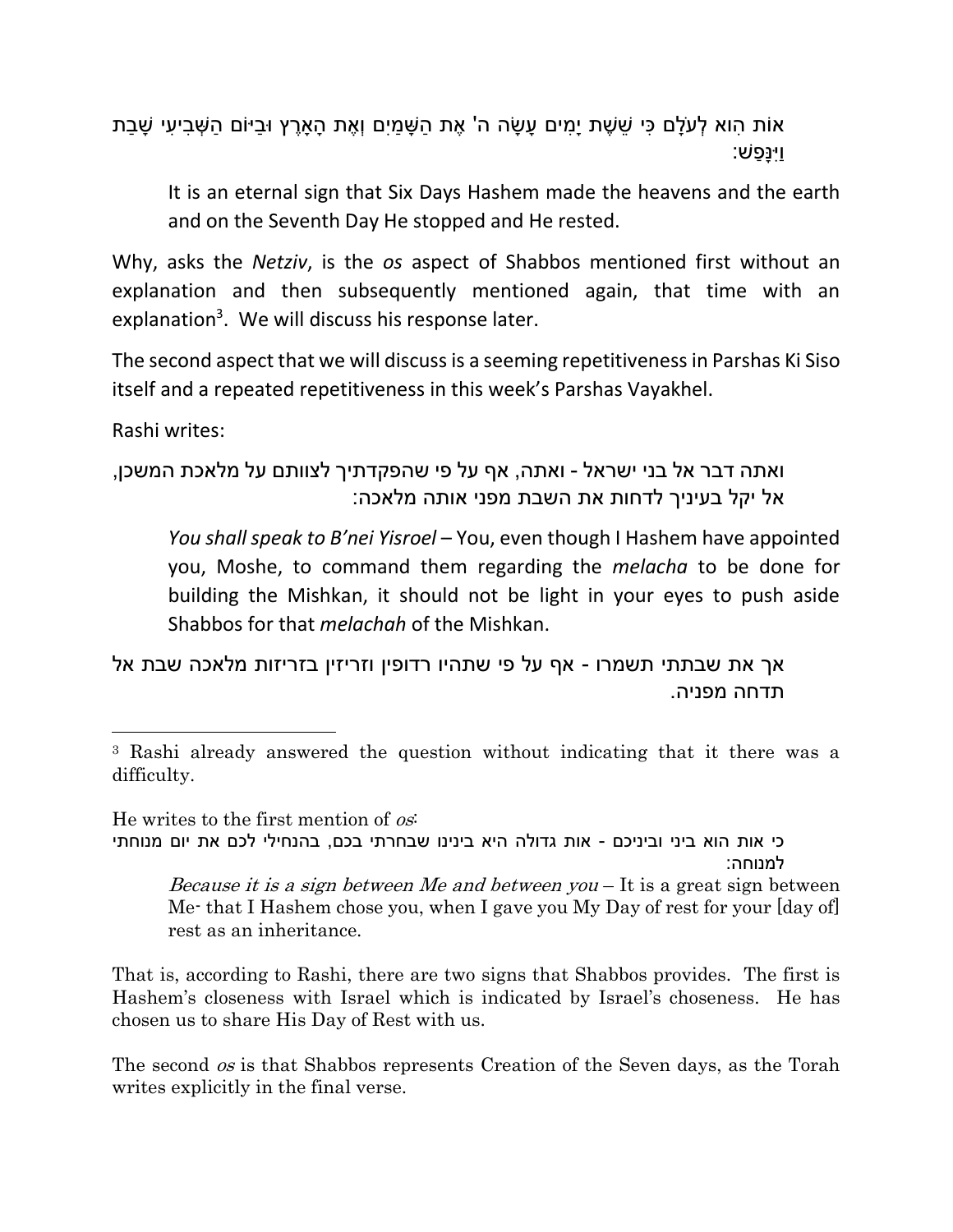אוֹת הִוא לְעֹלָם כִּי שֵׁשֶׁת יָמִים עָשָׂה ה' אֶת הַשָּׁמַיִם וְאֶת הָאָרֶץ וּבַיּוֹם הַשְּׁבִיעִי שָׁבַת וַיִּנָּפַשׁ:

> It is an eternal sign that Six Days Hashem made the heavens and the earth and on the Seventh Day He stopped and He rested.

Why, asks the *Netziv*, is the *os* aspect of Shabbos mentioned first without an explanation and then subsequently mentioned again, that time with an explanation[3]. We will discuss his response later.

The second aspect that we will discuss is a seeming repetitiveness in Parshas Ki Siso itself and a repeated repetitiveness in this week's Parshas Vayakhel.

Rashi writes:

ואתה דבר אל בני ישראל - ואתה, אף על פי שהפקדתיך לצוותם על מלאכת המשכן, אל יקל בעיניך לדחות את השבת מפני אותה מלאכה:

> *You shall speak to B'nei Yisroel* – You, even though I Hashem have appointed you, Moshe, to command them regarding the *melacha* to be done for building the Mishkan, it should not be light in your eyes to push aside Shabbos for that *melachah* of the Mishkan.

אך את שבתתי תשמרו - אף על פי שתהיו רדופין וזריזין בזריזות מלאכה שבת אל תדחה מפניה.

---

[3] Rashi already answered the question without indicating that it there was a difficulty.

He writes to the first mention of *os*:

כי אות הוא ביני וביניכם - אות גדולה היא בינינו שבחרתי בכם, בהנחילי לכם את יום מנוחתי למנוחה:

> *Because it is a sign between Me and between you* – It is a great sign between Me- that I Hashem chose you, when I gave you My Day of rest for your [day of] rest as an inheritance.

That is, according to Rashi, there are two signs that Shabbos provides. The first is Hashem's closeness with Israel which is indicated by Israel's choseness. He has chosen us to share His Day of Rest with us.

The second *os* is that Shabbos represents Creation of the Seven days, as the Torah writes explicitly in the final verse.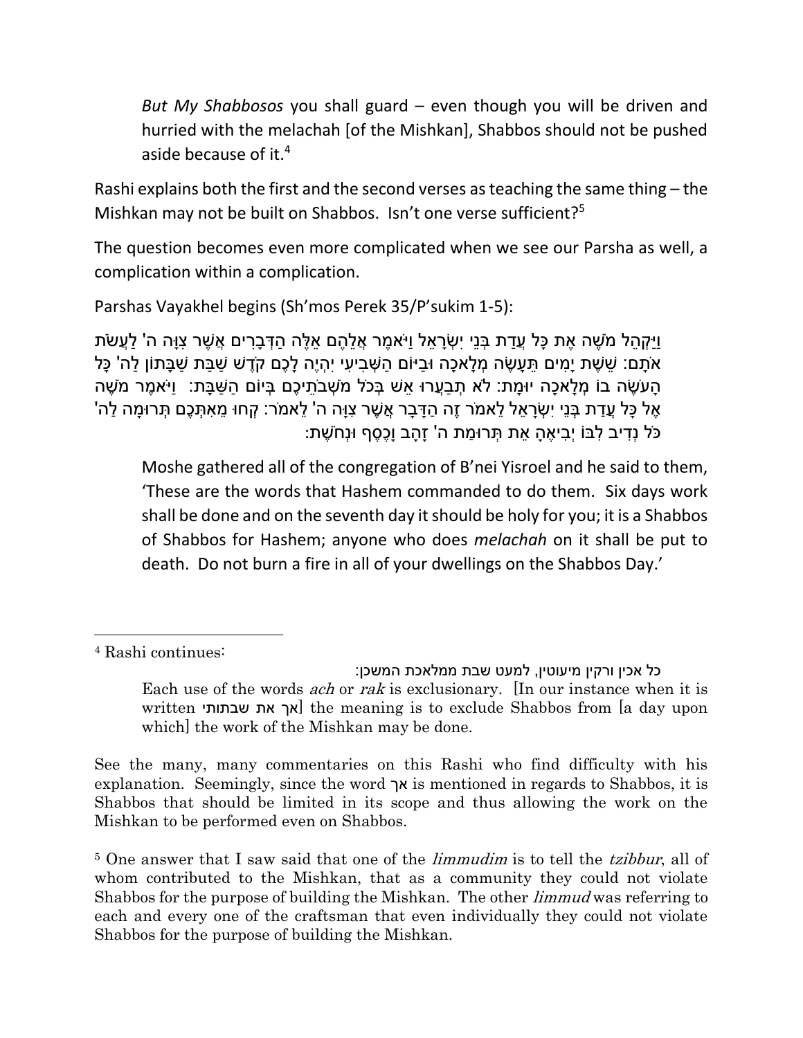> *But My Shabbosos* you shall guard – even though you will be driven and hurried with the melachah [of the Mishkan], Shabbos should not be pushed aside because of it.[4]

Rashi explains both the first and the second verses as teaching the same thing – the Mishkan may not be built on Shabbos. Isn't one verse sufficient?[5]

The question becomes even more complicated when we see our Parsha as well, a complication within a complication.

Parshas Vayakhel begins (Sh'mos Perek 35/P'sukim 1-5):

וַיַּקְהֵל מֹשֶׁה אֶת כָּל עֲדַת בְּנֵי יִשְׂרָאֵל וַיֹּאמֶר אֲלֵהֶם אֵלֶּה הַדְּבָרִים אֲשֶׁר צִוָּה ה' לַעֲשֹׂת אֹתָם: שֵׁשֶׁת יָמִים תֵּעָשֶׂה מְלָאכָה וּבַיּוֹם הַשְּׁבִיעִי יִהְיֶה לָכֶם קֹדֶשׁ שַׁבַּת שַׁבָּתוֹן לַה' כָּל הָעֹשֶׂה בוֹ מְלָאכָה יוּמָת: לֹא תְבַעֲרוּ אֵשׁ בְּכֹל מֹשְׁבֹתֵיכֶם בְּיוֹם הַשַּׁבָּת: וַיֹּאמֶר מֹשֶׁה אֶל כָּל עֲדַת בְּנֵי יִשְׂרָאֵל לֵאמֹר זֶה הַדָּבָר אֲשֶׁר צִוָּה ה' לֵאמֹר: קְחוּ מֵאִתְּכֶם תְּרוּמָה לַה' כֹּל נְדִיב לִבּוֹ יְבִיאֶהָ אֵת תְּרוּמַת ה' זָהָב וָכֶסֶף וּנְחֹשֶׁת:

> Moshe gathered all of the congregation of B'nei Yisroel and he said to them, 'These are the words that Hashem commanded to do them. Six days work shall be done and on the seventh day it should be holy for you; it is a Shabbos of Shabbos for Hashem; anyone who does *melachah* on it shall be put to death. Do not burn a fire in all of your dwellings on the Shabbos Day.'

---

[4] Rashi continues:

כל אכין ורקין מיעוטין, למעט שבת ממלאכת המשכן:

> Each use of the words *ach* or *rak* is exclusionary. [In our instance when it is written אך את שבתותי] the meaning is to exclude Shabbos from [a day upon which] the work of the Mishkan may be done.

See the many, many commentaries on this Rashi who find difficulty with his explanation. Seemingly, since the word אך is mentioned in regards to Shabbos, it is Shabbos that should be limited in its scope and thus allowing the work on the Mishkan to be performed even on Shabbos.

[5] One answer that I saw said that one of the *limmudim* is to tell the *tzibbur*, all of whom contributed to the Mishkan, that as a community they could not violate Shabbos for the purpose of building the Mishkan. The other *limmud* was referring to each and every one of the craftsman that even individually they could not violate Shabbos for the purpose of building the Mishkan.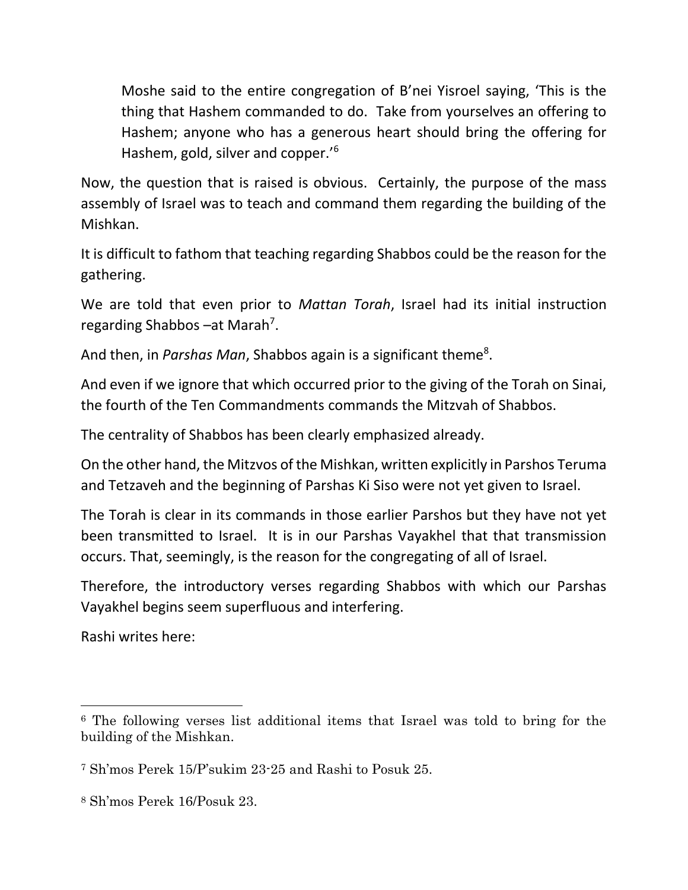> Moshe said to the entire congregation of B'nei Yisroel saying, 'This is the thing that Hashem commanded to do. Take from yourselves an offering to Hashem; anyone who has a generous heart should bring the offering for Hashem, gold, silver and copper.'[6]

Now, the question that is raised is obvious. Certainly, the purpose of the mass assembly of Israel was to teach and command them regarding the building of the Mishkan.

It is difficult to fathom that teaching regarding Shabbos could be the reason for the gathering.

We are told that even prior to *Mattan Torah*, Israel had its initial instruction regarding Shabbos –at Marah[7].

And then, in *Parshas Man*, Shabbos again is a significant theme[8].

And even if we ignore that which occurred prior to the giving of the Torah on Sinai, the fourth of the Ten Commandments commands the Mitzvah of Shabbos.

The centrality of Shabbos has been clearly emphasized already.

On the other hand, the Mitzvos of the Mishkan, written explicitly in Parshos Teruma and Tetzaveh and the beginning of Parshas Ki Siso were not yet given to Israel.

The Torah is clear in its commands in those earlier Parshos but they have not yet been transmitted to Israel. It is in our Parshas Vayakhel that that transmission occurs. That, seemingly, is the reason for the congregating of all of Israel.

Therefore, the introductory verses regarding Shabbos with which our Parshas Vayakhel begins seem superfluous and interfering.

Rashi writes here:

---

[6] The following verses list additional items that Israel was told to bring for the building of the Mishkan.

[7] Sh'mos Perek 15/P'sukim 23-25 and Rashi to Posuk 25.

[8] Sh'mos Perek 16/Posuk 23.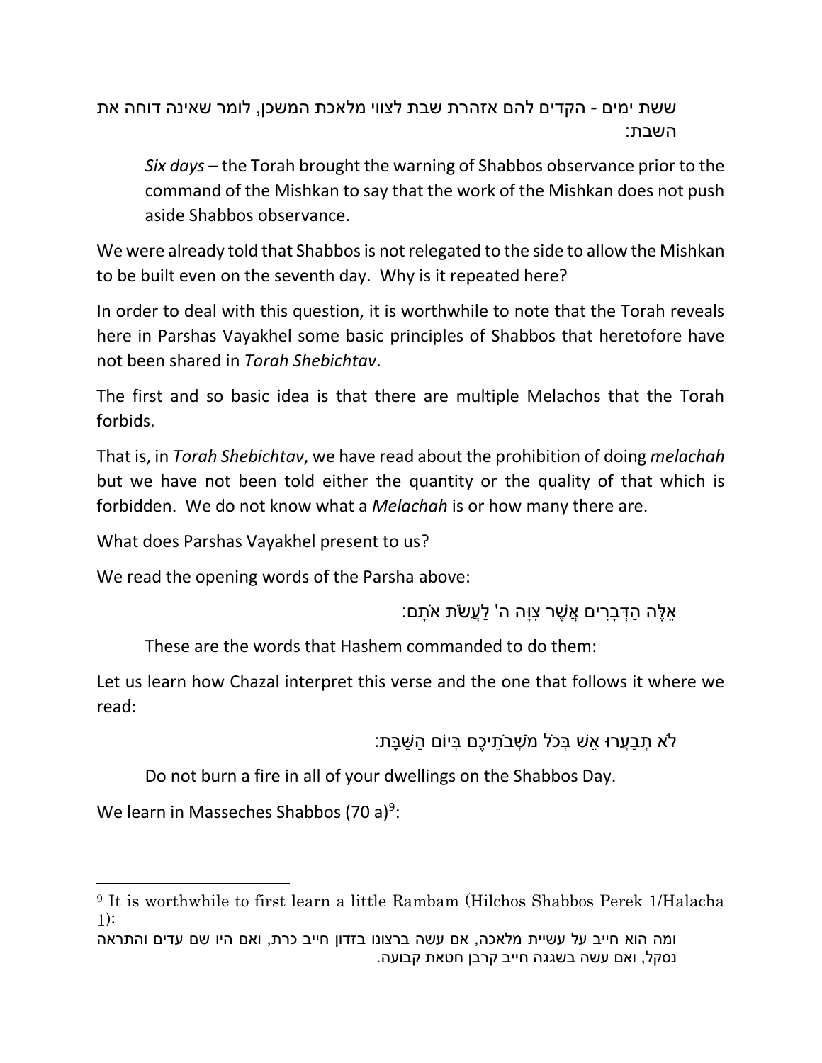ששת ימים - הקדים להם אזהרת שבת לצווי מלאכת המשכן, לומר שאינה דוחה את השבת:

> *Six days* – the Torah brought the warning of Shabbos observance prior to the command of the Mishkan to say that the work of the Mishkan does not push aside Shabbos observance.

We were already told that Shabbos is not relegated to the side to allow the Mishkan to be built even on the seventh day. Why is it repeated here?

In order to deal with this question, it is worthwhile to note that the Torah reveals here in Parshas Vayakhel some basic principles of Shabbos that heretofore have not been shared in *Torah Shebichtav*.

The first and so basic idea is that there are multiple Melachos that the Torah forbids.

That is, in *Torah Shebichtav*, we have read about the prohibition of doing *melachah* but we have not been told either the quantity or the quality of that which is forbidden. We do not know what a *Melachah* is or how many there are.

What does Parshas Vayakhel present to us?

We read the opening words of the Parsha above:

אֵלֶּה הַדְּבָרִים אֲשֶׁר צִוָּה ה' לַעֲשֹׂת אֹתָם:

> These are the words that Hashem commanded to do them:

Let us learn how Chazal interpret this verse and the one that follows it where we read:

לֹא תְבַעֲרוּ אֵשׁ בְּכֹל מֹשְׁבֹתֵיכֶם בְּיוֹם הַשַּׁבָּת:

> Do not burn a fire in all of your dwellings on the Shabbos Day.

We learn in Masseches Shabbos (70 a)[9]:

---

[9] It is worthwhile to first learn a little Rambam (Hilchos Shabbos Perek 1/Halacha 1):

ומה הוא חייב על עשיית מלאכה, אם עשה ברצונו בזדון חייב כרת, ואם היו שם עדים והתראה נסקל, ואם עשה בשגגה חייב קרבן חטאת קבועה.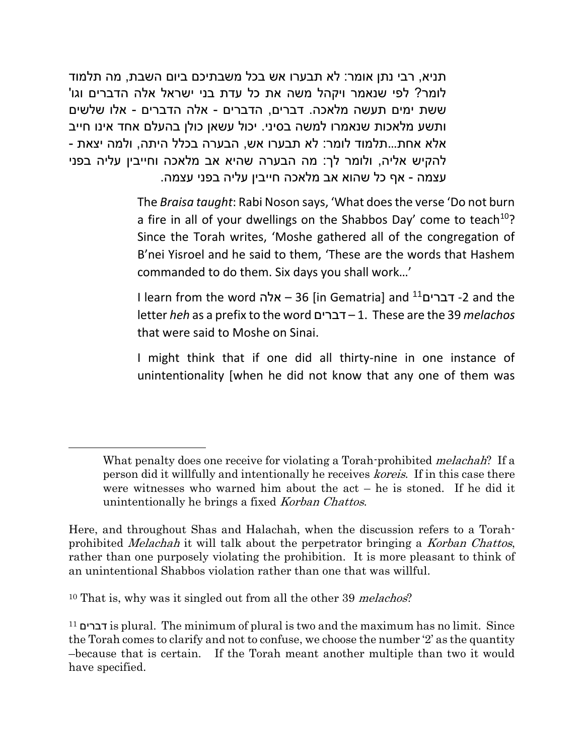תניא, רבי נתן אומר: לא תבערו אש בכל משבתיכם ביום השבת, מה תלמוד לומר? לפי שנאמר ויקהל משה את כל עדת בני ישראל אלה הדברים וגו' ששת ימים תעשה מלאכה. דברים, הדברים - אלה הדברים - אלו שלשים ותשע מלאכות שנאמרו למשה בסיני. יכול עשאן כולן בהעלם אחד אינו חייב אלא אחת...תלמוד לומר: לא תבערו אש, הבערה בכלל היתה, ולמה יצאת - להקיש אליה, ולומר לך: מה הבערה שהיא אב מלאכה וחייבין עליה בפני עצמה - אף כל שהוא אב מלאכה חייבין עליה בפני עצמה.

The *Braisa taught*: Rabi Noson says, 'What does the verse 'Do not burn a fire in all of your dwellings on the Shabbos Day' come to teach[10]? Since the Torah writes, 'Moshe gathered all of the congregation of B'nei Yisroel and he said to them, 'These are the words that Hashem commanded to do them. Six days you shall work…'

I learn from the word אלה – 36 [in Gematria] and [11]דברים -2 and the letter *heh* as a prefix to the word דברים – 1. These are the 39 *melachos* that were said to Moshe on Sinai.

I might think that if one did all thirty-nine in one instance of unintentionality [when he did not know that any one of them was

---

What penalty does one receive for violating a Torah-prohibited *melachah*? If a person did it willfully and intentionally he receives *koreis*. If in this case there were witnesses who warned him about the act – he is stoned. If he did it unintentionally he brings a fixed *Korban Chattos*.

Here, and throughout Shas and Halachah, when the discussion refers to a Torah-prohibited *Melachah* it will talk about the perpetrator bringing a *Korban Chattos*, rather than one purposely violating the prohibition. It is more pleasant to think of an unintentional Shabbos violation rather than one that was willful.

[10] That is, why was it singled out from all the other 39 *melachos*?

[11] דברים is plural. The minimum of plural is two and the maximum has no limit. Since the Torah comes to clarify and not to confuse, we choose the number '2' as the quantity –because that is certain. If the Torah meant another multiple than two it would have specified.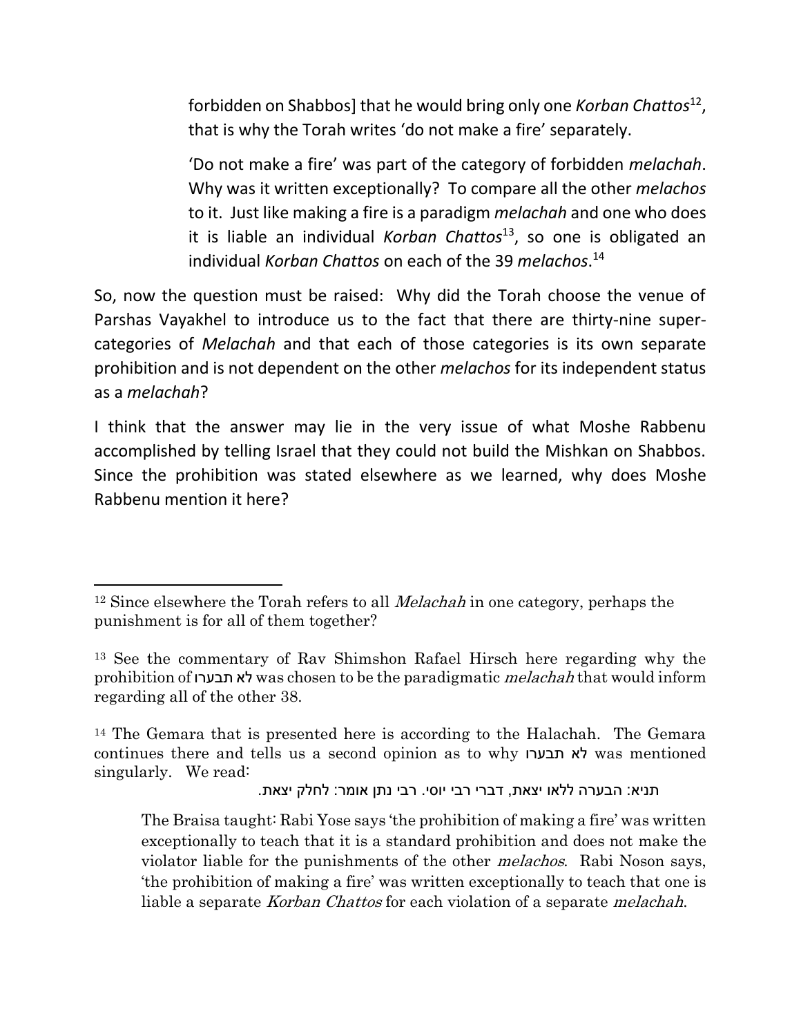forbidden on Shabbos] that he would bring only one *Korban Chattos*[12], that is why the Torah writes 'do not make a fire' separately.

'Do not make a fire' was part of the category of forbidden *melachah*. Why was it written exceptionally? To compare all the other *melachos* to it. Just like making a fire is a paradigm *melachah* and one who does it is liable an individual *Korban Chattos*[13], so one is obligated an individual *Korban Chattos* on each of the 39 *melachos*.[14]

So, now the question must be raised: Why did the Torah choose the venue of Parshas Vayakhel to introduce us to the fact that there are thirty-nine super-categories of *Melachah* and that each of those categories is its own separate prohibition and is not dependent on the other *melachos* for its independent status as a *melachah*?

I think that the answer may lie in the very issue of what Moshe Rabbenu accomplished by telling Israel that they could not build the Mishkan on Shabbos. Since the prohibition was stated elsewhere as we learned, why does Moshe Rabbenu mention it here?

---

[12] Since elsewhere the Torah refers to all *Melachah* in one category, perhaps the punishment is for all of them together?

[13] See the commentary of Rav Shimshon Rafael Hirsch here regarding why the prohibition of לא תבערו was chosen to be the paradigmatic *melachah* that would inform regarding all of the other 38.

[14] The Gemara that is presented here is according to the Halachah. The Gemara continues there and tells us a second opinion as to why לא תבערו was mentioned singularly. We read:

תניא: הבערה ללאו יצאת, דברי רבי יוסי. רבי נתן אומר: לחלק יצאת.

The Braisa taught: Rabi Yose says 'the prohibition of making a fire' was written exceptionally to teach that it is a standard prohibition and does not make the violator liable for the punishments of the other *melachos*. Rabi Noson says, 'the prohibition of making a fire' was written exceptionally to teach that one is liable a separate *Korban Chattos* for each violation of a separate *melachah*.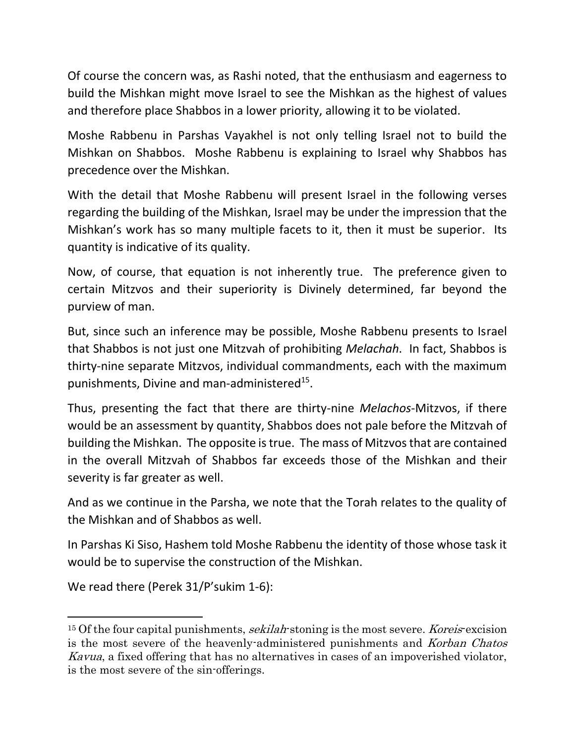Of course the concern was, as Rashi noted, that the enthusiasm and eagerness to build the Mishkan might move Israel to see the Mishkan as the highest of values and therefore place Shabbos in a lower priority, allowing it to be violated.

Moshe Rabbenu in Parshas Vayakhel is not only telling Israel not to build the Mishkan on Shabbos. Moshe Rabbenu is explaining to Israel why Shabbos has precedence over the Mishkan.

With the detail that Moshe Rabbenu will present Israel in the following verses regarding the building of the Mishkan, Israel may be under the impression that the Mishkan's work has so many multiple facets to it, then it must be superior. Its quantity is indicative of its quality.

Now, of course, that equation is not inherently true. The preference given to certain Mitzvos and their superiority is Divinely determined, far beyond the purview of man.

But, since such an inference may be possible, Moshe Rabbenu presents to Israel that Shabbos is not just one Mitzvah of prohibiting *Melachah*. In fact, Shabbos is thirty-nine separate Mitzvos, individual commandments, each with the maximum punishments, Divine and man-administered[15].

Thus, presenting the fact that there are thirty-nine *Melachos*-Mitzvos, if there would be an assessment by quantity, Shabbos does not pale before the Mitzvah of building the Mishkan. The opposite is true. The mass of Mitzvos that are contained in the overall Mitzvah of Shabbos far exceeds those of the Mishkan and their severity is far greater as well.

And as we continue in the Parsha, we note that the Torah relates to the quality of the Mishkan and of Shabbos as well.

In Parshas Ki Siso, Hashem told Moshe Rabbenu the identity of those whose task it would be to supervise the construction of the Mishkan.

We read there (Perek 31/P'sukim 1-6):

---

[15] Of the four capital punishments, *sekilah*-stoning is the most severe. *Koreis*-excision is the most severe of the heavenly-administered punishments and *Korban Chatos Kavua*, a fixed offering that has no alternatives in cases of an impoverished violator, is the most severe of the sin-offerings.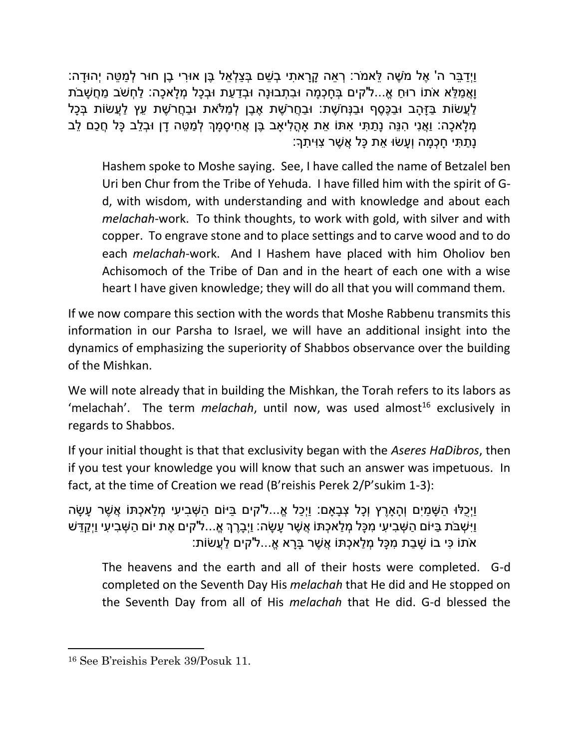וַיְדַבֵּר ה' אֶל מֹשֶׁה לֵּאמֹר: רְאֵה קָרָאתִי בְשֵׁם בְּצַלְאֵל בֶּן אוּרִי בֶן חוּר לְמַטֵּה יְהוּדָה: וָאֲמַלֵּא אֹתוֹ רוּחַ אֱ...ל"קים בְּחָכְמָה וּבִתְבוּנָה וּבְדַעַת וּבְכָל מְלָאכָה: לַחְשֹׁב מַחֲשָׁבֹת לַעֲשׂוֹת בַּזָּהָב וּבַכֶּסֶף וּבַנְּחֹשֶׁת: וּבַחֲרֹשֶׁת אֶבֶן לְמַלֹּאת וּבַחֲרֹשֶׁת עֵץ לַעֲשׂוֹת בְּכָל מְלָאכָה: וַאֲנִי הִנֵּה נָתַתִּי אִתּוֹ אֵת אָהֳלִיאָב בֶּן אֲחִיסָמָךְ לְמַטֵּה דָן וּבְלֵב כָּל חֲכַם לֵב נָתַתִּי חָכְמָה וְעָשׂוּ אֵת כָּל אֲשֶׁר צִוִּיתִךָ:

> Hashem spoke to Moshe saying. See, I have called the name of Betzalel ben Uri ben Chur from the Tribe of Yehuda. I have filled him with the spirit of G-d, with wisdom, with understanding and with knowledge and about each *melachah*-work. To think thoughts, to work with gold, with silver and with copper. To engrave stone and to place settings and to carve wood and to do each *melachah*-work. And I Hashem have placed with him Oholiov ben Achisomoch of the Tribe of Dan and in the heart of each one with a wise heart I have given knowledge; they will do all that you will command them.

If we now compare this section with the words that Moshe Rabbenu transmits this information in our Parsha to Israel, we will have an additional insight into the dynamics of emphasizing the superiority of Shabbos observance over the building of the Mishkan.

We will note already that in building the Mishkan, the Torah refers to its labors as 'melachah'. The term *melachah*, until now, was used almost[16] exclusively in regards to Shabbos.

If your initial thought is that that exclusivity began with the *Aseres HaDibros*, then if you test your knowledge you will know that such an answer was impetuous. In fact, at the time of Creation we read (B'reishis Perek 2/P'sukim 1-3):

וַיְכֻלּוּ הַשָּׁמַיִם וְהָאָרֶץ וְכָל צְבָאָם: וַיְכַל אֱ...ל"קים בַּיּוֹם הַשְּׁבִיעִי מְלַאכְתּוֹ אֲשֶׁר עָשָׂה וַיִּשְׁבֹּת בַּיּוֹם הַשְּׁבִיעִי מִכָּל מְלַאכְתּוֹ אֲשֶׁר עָשָׂה: וַיְבָרֶךְ אֱ...ל"קים אֶת יוֹם הַשְּׁבִיעִי וַיְקַדֵּשׁ אֹתוֹ כִּי בוֹ שָׁבַת מִכָּל מְלַאכְתּוֹ אֲשֶׁר בָּרָא אֱ...ל"קים לַעֲשׂוֹת:

> The heavens and the earth and all of their hosts were completed. G-d completed on the Seventh Day His *melachah* that He did and He stopped on the Seventh Day from all of His *melachah* that He did. G-d blessed the

---

[16] See B'reishis Perek 39/Posuk 11.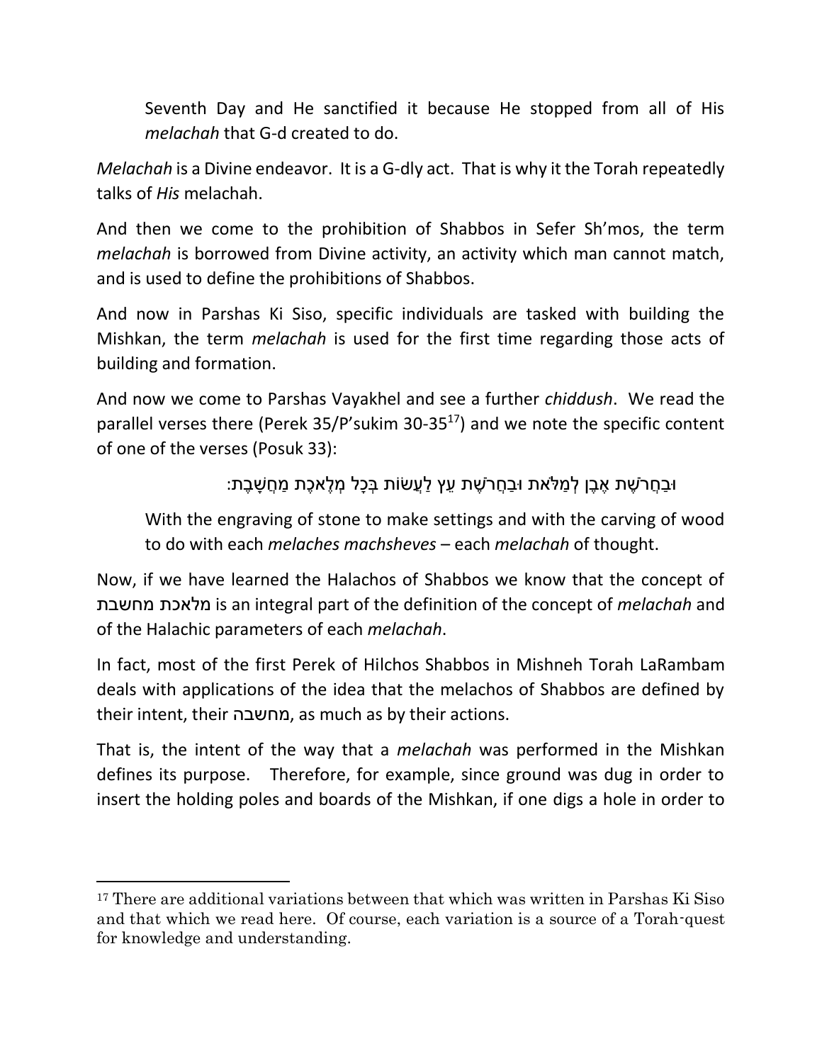Seventh Day and He sanctified it because He stopped from all of His *melachah* that G-d created to do.

*Melachah* is a Divine endeavor. It is a G-dly act. That is why it the Torah repeatedly talks of *His* melachah.

And then we come to the prohibition of Shabbos in Sefer Sh'mos, the term *melachah* is borrowed from Divine activity, an activity which man cannot match, and is used to define the prohibitions of Shabbos.

And now in Parshas Ki Siso, specific individuals are tasked with building the Mishkan, the term *melachah* is used for the first time regarding those acts of building and formation.

And now we come to Parshas Vayakhel and see a further *chiddush*. We read the parallel verses there (Perek 35/P'sukim 30-35[17]) and we note the specific content of one of the verses (Posuk 33):

וּבַחֲרֹשֶׁת אֶבֶן לְמַלֹּאת וּבַחֲרֹשֶׁת עֵץ לַעֲשׂוֹת בְּכָל מְלֶאכֶת מַחֲשָׁבֶת:

With the engraving of stone to make settings and with the carving of wood to do with each *melaches machsheves* – each *melachah* of thought.

Now, if we have learned the Halachos of Shabbos we know that the concept of מלאכת מחשבת is an integral part of the definition of the concept of *melachah* and of the Halachic parameters of each *melachah*.

In fact, most of the first Perek of Hilchos Shabbos in Mishneh Torah LaRambam deals with applications of the idea that the melachos of Shabbos are defined by their intent, their מחשבה, as much as by their actions.

That is, the intent of the way that a *melachah* was performed in the Mishkan defines its purpose. Therefore, for example, since ground was dug in order to insert the holding poles and boards of the Mishkan, if one digs a hole in order to

---

[17] There are additional variations between that which was written in Parshas Ki Siso and that which we read here. Of course, each variation is a source of a Torah-quest for knowledge and understanding.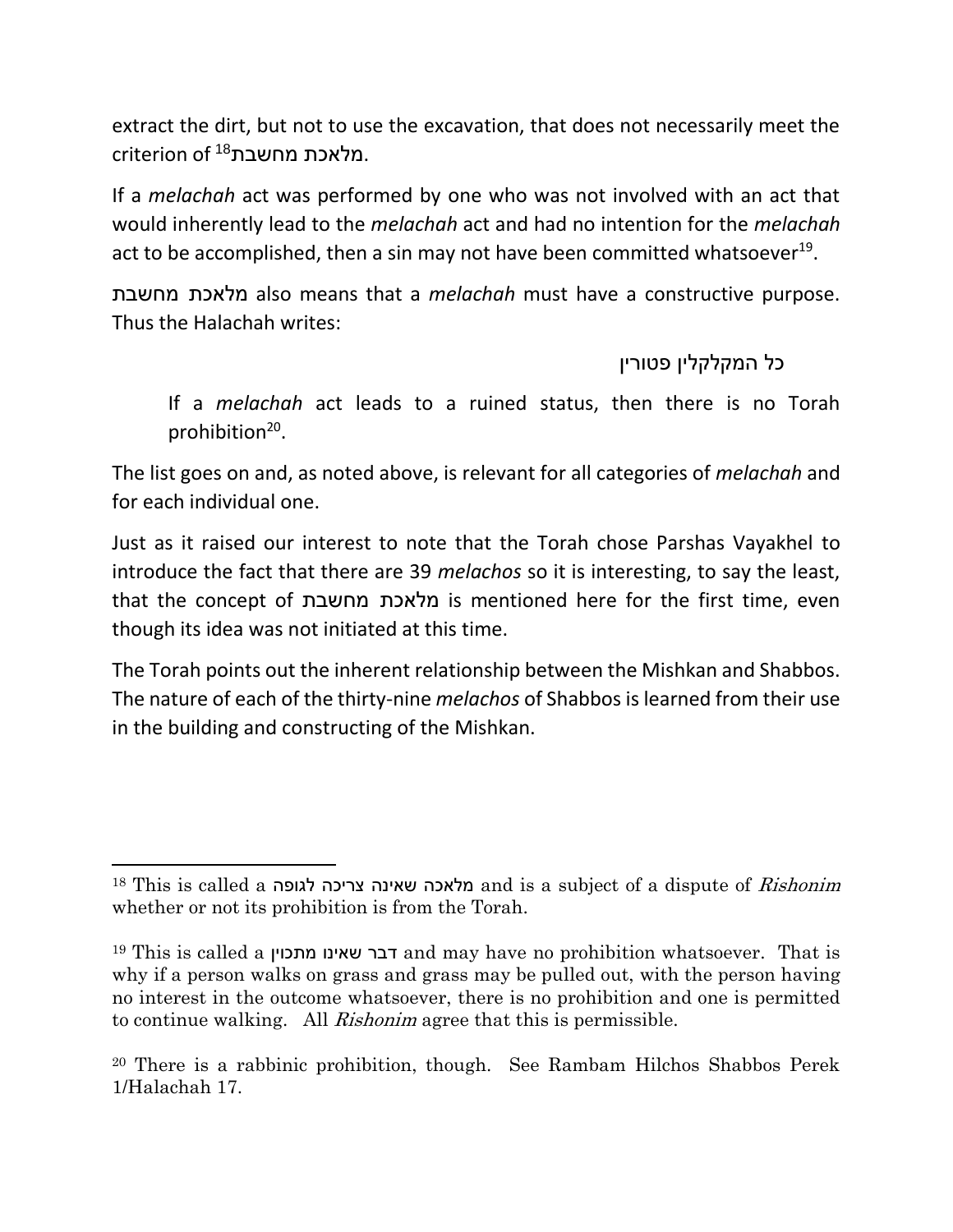extract the dirt, but not to use the excavation, that does not necessarily meet the criterion of מלאכת מחשבת[18].

If a *melachah* act was performed by one who was not involved with an act that would inherently lead to the *melachah* act and had no intention for the *melachah* act to be accomplished, then a sin may not have been committed whatsoever[19].

מלאכת מחשבת also means that a *melachah* must have a constructive purpose. Thus the Halachah writes:

כל המקלקלין פטורין

> If a *melachah* act leads to a ruined status, then there is no Torah prohibition[20].

The list goes on and, as noted above, is relevant for all categories of *melachah* and for each individual one.

Just as it raised our interest to note that the Torah chose Parshas Vayakhel to introduce the fact that there are 39 *melachos* so it is interesting, to say the least, that the concept of מלאכת מחשבת is mentioned here for the first time, even though its idea was not initiated at this time.

The Torah points out the inherent relationship between the Mishkan and Shabbos. The nature of each of the thirty-nine *melachos* of Shabbos is learned from their use in the building and constructing of the Mishkan.

---

[18] This is called a מלאכה שאינה צריכה לגופה and is a subject of a dispute of *Rishonim* whether or not its prohibition is from the Torah.

[19] This is called a דבר שאינו מתכוין and may have no prohibition whatsoever. That is why if a person walks on grass and grass may be pulled out, with the person having no interest in the outcome whatsoever, there is no prohibition and one is permitted to continue walking. All *Rishonim* agree that this is permissible.

[20] There is a rabbinic prohibition, though. See Rambam Hilchos Shabbos Perek 1/Halachah 17.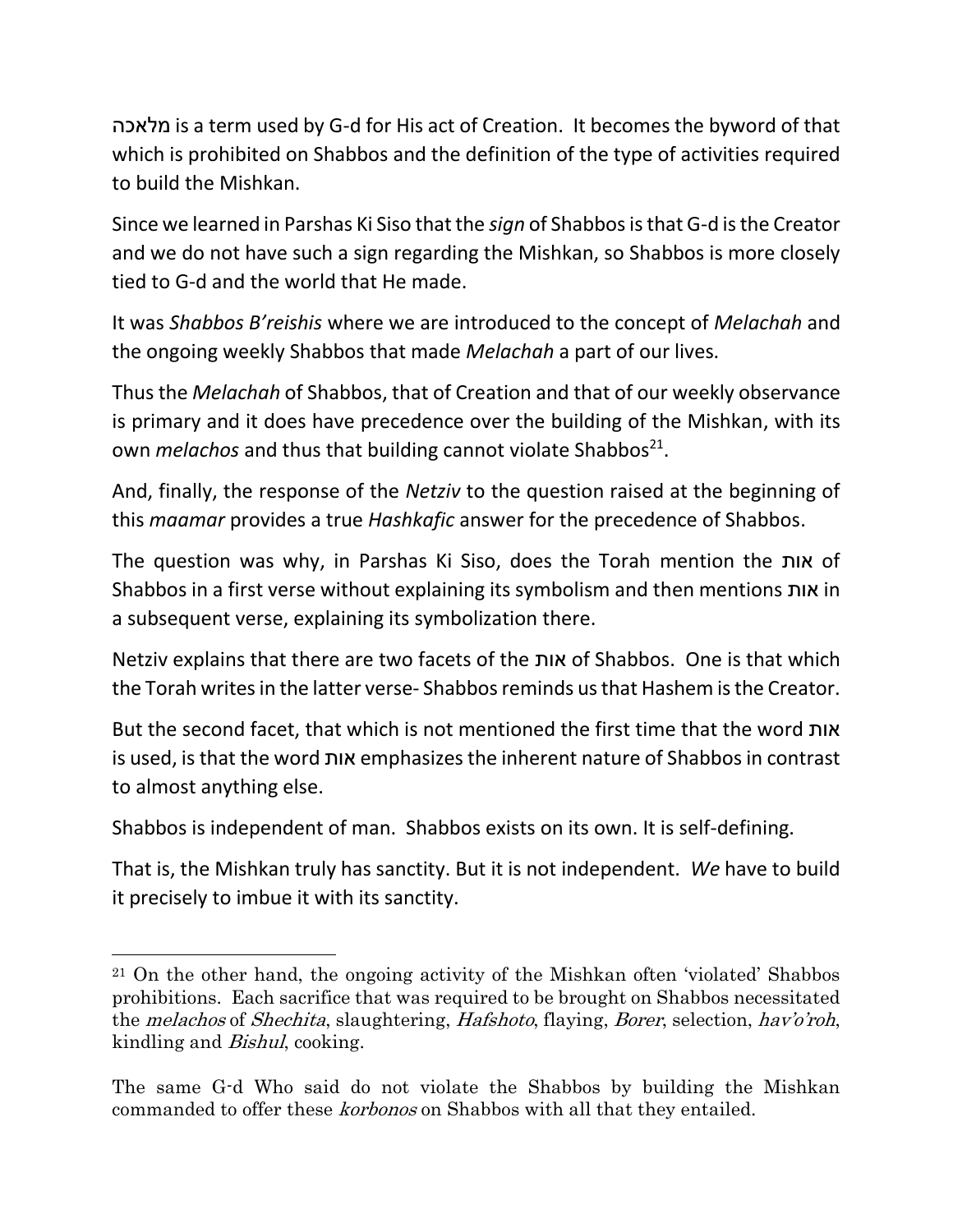מלאכה is a term used by G-d for His act of Creation. It becomes the byword of that which is prohibited on Shabbos and the definition of the type of activities required to build the Mishkan.

Since we learned in Parshas Ki Siso that the *sign* of Shabbos is that G-d is the Creator and we do not have such a sign regarding the Mishkan, so Shabbos is more closely tied to G-d and the world that He made.

It was *Shabbos B'reishis* where we are introduced to the concept of *Melachah* and the ongoing weekly Shabbos that made *Melachah* a part of our lives.

Thus the *Melachah* of Shabbos, that of Creation and that of our weekly observance is primary and it does have precedence over the building of the Mishkan, with its own *melachos* and thus that building cannot violate Shabbos[21].

And, finally, the response of the *Netziv* to the question raised at the beginning of this *maamar* provides a true *Hashkafic* answer for the precedence of Shabbos.

The question was why, in Parshas Ki Siso, does the Torah mention the אות of Shabbos in a first verse without explaining its symbolism and then mentions אות in a subsequent verse, explaining its symbolization there.

Netziv explains that there are two facets of the אות of Shabbos. One is that which the Torah writes in the latter verse- Shabbos reminds us that Hashem is the Creator.

But the second facet, that which is not mentioned the first time that the word אות is used, is that the word אות emphasizes the inherent nature of Shabbos in contrast to almost anything else.

Shabbos is independent of man. Shabbos exists on its own. It is self-defining.

That is, the Mishkan truly has sanctity. But it is not independent. *We* have to build it precisely to imbue it with its sanctity.

---

[21] On the other hand, the ongoing activity of the Mishkan often 'violated' Shabbos prohibitions. Each sacrifice that was required to be brought on Shabbos necessitated the *melachos* of *Shechita*, slaughtering, *Hafshoto*, flaying, *Borer*, selection, *hav'o'roh*, kindling and *Bishul*, cooking.

The same G-d Who said do not violate the Shabbos by building the Mishkan commanded to offer these *korbonos* on Shabbos with all that they entailed.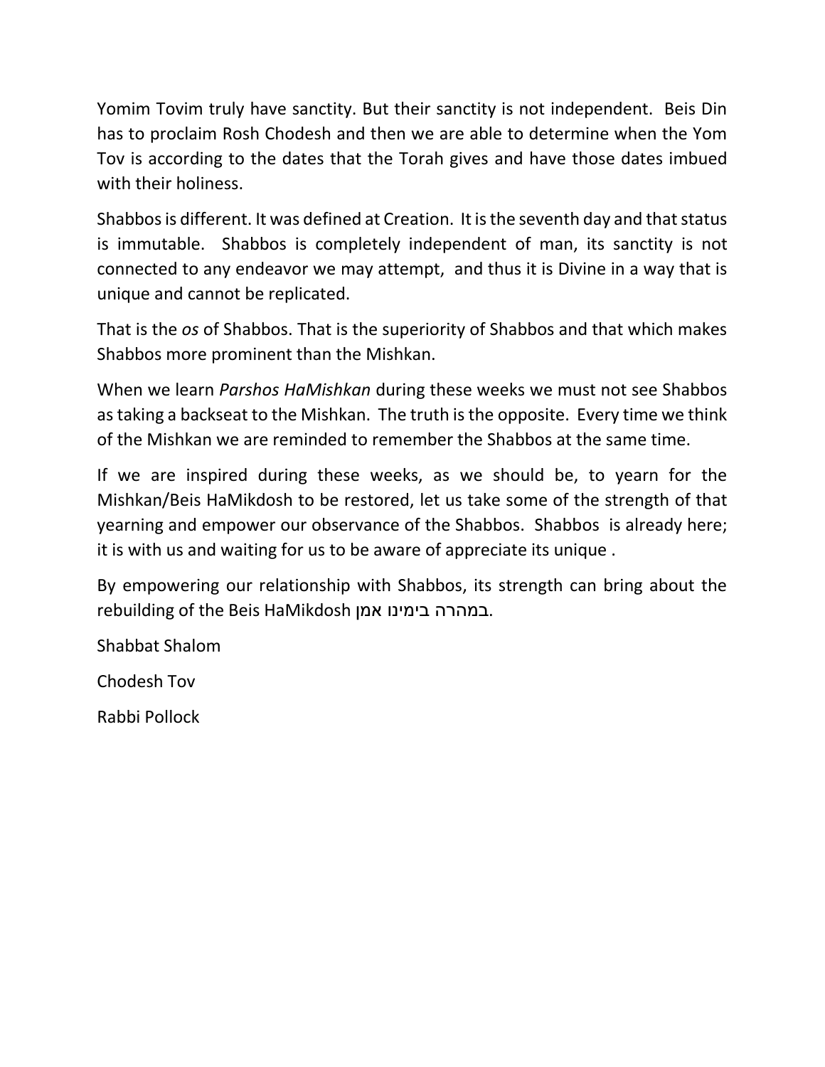Yomim Tovim truly have sanctity. But their sanctity is not independent. Beis Din has to proclaim Rosh Chodesh and then we are able to determine when the Yom Tov is according to the dates that the Torah gives and have those dates imbued with their holiness.

Shabbos is different. It was defined at Creation. It is the seventh day and that status is immutable. Shabbos is completely independent of man, its sanctity is not connected to any endeavor we may attempt, and thus it is Divine in a way that is unique and cannot be replicated.

That is the *os* of Shabbos. That is the superiority of Shabbos and that which makes Shabbos more prominent than the Mishkan.

When we learn *Parshos HaMishkan* during these weeks we must not see Shabbos as taking a backseat to the Mishkan. The truth is the opposite. Every time we think of the Mishkan we are reminded to remember the Shabbos at the same time.

If we are inspired during these weeks, as we should be, to yearn for the Mishkan/Beis HaMikdosh to be restored, let us take some of the strength of that yearning and empower our observance of the Shabbos. Shabbos is already here; it is with us and waiting for us to be aware of appreciate its unique .

By empowering our relationship with Shabbos, its strength can bring about the rebuilding of the Beis HaMikdosh במהרה בימינו אמן.

Shabbat Shalom

Chodesh Tov

Rabbi Pollock